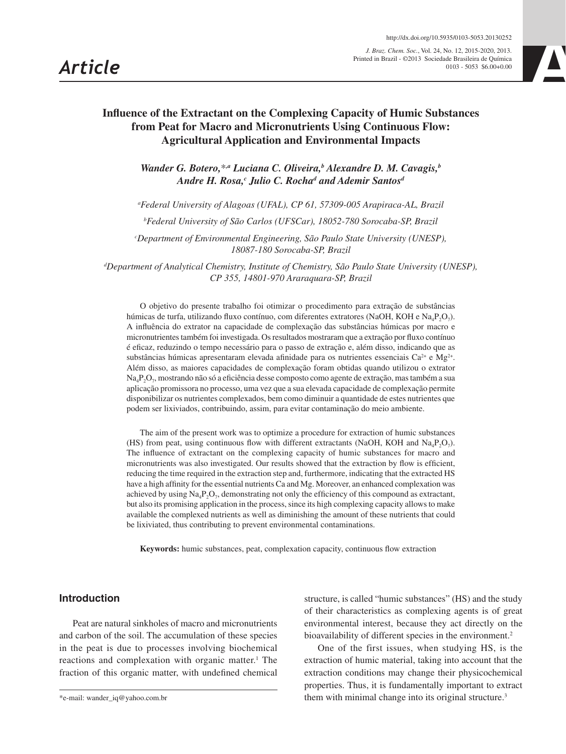Article

# Influence of the Extractant on the Complexing Capacity of Humic Substances from Peat for Macro and Micronutrients Using Continuous Flow: Agricultural Application and Environmental Impacts

*Wander G. Botero,\*[,a] Luciana C. Oliveira,[b] Alexandre D. M. Cavagis,[b] Andre H. Rosa,[c] Julio C. Rocha[d] and Ademir Santos[d]*

[a]*Federal University of Alagoas (UFAL), CP 61, 57309-005 Arapiraca-AL, Brazil*

[b]*Federal University of São Carlos (UFSCar), 18052-780 Sorocaba-SP, Brazil*

[c]*Department of Environmental Engineering, São Paulo State University (UNESP), 18087-180 Sorocaba-SP, Brazil*

[d]*Department of Analytical Chemistry, Institute of Chemistry, São Paulo State University (UNESP), CP 355, 14801-970 Araraquara-SP, Brazil*

O objetivo do presente trabalho foi otimizar o procedimento para extração de substâncias húmicas de turfa, utilizando fluxo contínuo, com diferentes extratores (NaOH, KOH e $Na_4P_2O_7$). A influência do extrator na capacidade de complexação das substâncias húmicas por macro e micronutrientes também foi investigada. Os resultados mostraram que a extração por fluxo contínuo é eficaz, reduzindo o tempo necessário para o passo de extração e, além disso, indicando que as substâncias húmicas apresentaram elevada afinidade para os nutrientes essenciais $Ca^{2+}$ e $Mg^{2+}$. Além disso, as maiores capacidades de complexação foram obtidas quando utilizou o extrator $Na_4P_2O_7$, mostrando não só a eficiência desse composto como agente de extração, mas também a sua aplicação promissora no processo, uma vez que a sua elevada capacidade de complexação permite disponibilizar os nutrientes complexados, bem como diminuir a quantidade de estes nutrientes que podem ser lixiviados, contribuindo, assim, para evitar contaminação do meio ambiente.

The aim of the present work was to optimize a procedure for extraction of humic substances (HS) from peat, using continuous flow with different extractants (NaOH, KOH and $Na_4P_2O_7$). The influence of extractant on the complexing capacity of humic substances for macro and micronutrients was also investigated. Our results showed that the extraction by flow is efficient, reducing the time required in the extraction step and, furthermore, indicating that the extracted HS have a high affinity for the essential nutrients Ca and Mg. Moreover, an enhanced complexation was achieved by using $Na_4P_2O_7$, demonstrating not only the efficiency of this compound as extractant, but also its promising application in the process, since its high complexing capacity allows to make available the complexed nutrients as well as diminishing the amount of these nutrients that could be lixiviated, thus contributing to prevent environmental contaminations.

**Keywords:** humic substances, peat, complexation capacity, continuous flow extraction

## Introduction

Peat are natural sinkholes of macro and micronutrients and carbon of the soil. The accumulation of these species in the peat is due to processes involving biochemical reactions and complexation with organic matter.[1] The fraction of this organic matter, with undefined chemical structure, is called "humic substances" (HS) and the study of their characteristics as complexing agents is of great environmental interest, because they act directly on the bioavailability of different species in the environment.[2]

One of the first issues, when studying HS, is the extraction of humic material, taking into account that the extraction conditions may change their physicochemical properties. Thus, it is fundamentally important to extract them with minimal change into its original structure.[3]

\*e-mail: wander_iq@yahoo.com.br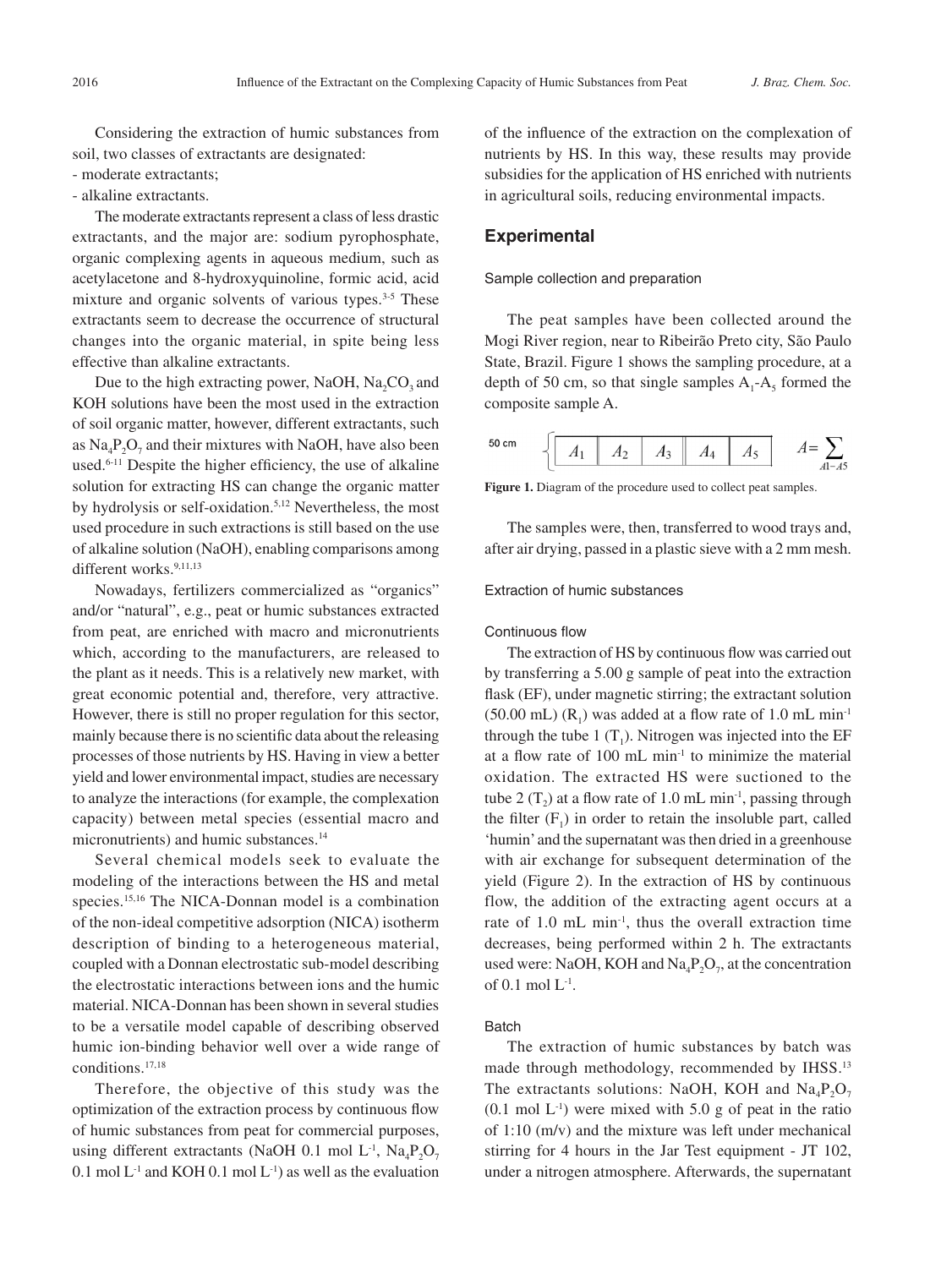Considering the extraction of humic substances from soil, two classes of extractants are designated:

- moderate extractants;
- alkaline extractants.

The moderate extractants represent a class of less drastic extractants, and the major are: sodium pyrophosphate, organic complexing agents in aqueous medium, such as acetylacetone and 8-hydroxyquinoline, formic acid, acid mixture and organic solvents of various types.[3-5] These extractants seem to decrease the occurrence of structural changes into the organic material, in spite being less effective than alkaline extractants.

Due to the high extracting power, NaOH, $Na_2CO_3$ and KOH solutions have been the most used in the extraction of soil organic matter, however, different extractants, such as $Na_4P_2O_7$ and their mixtures with NaOH, have also been used.[6-11] Despite the higher efficiency, the use of alkaline solution for extracting HS can change the organic matter by hydrolysis or self-oxidation.[5,12] Nevertheless, the most used procedure in such extractions is still based on the use of alkaline solution (NaOH), enabling comparisons among different works.[9,11,13]

Nowadays, fertilizers commercialized as "organics" and/or "natural", e.g., peat or humic substances extracted from peat, are enriched with macro and micronutrients which, according to the manufacturers, are released to the plant as it needs. This is a relatively new market, with great economic potential and, therefore, very attractive. However, there is still no proper regulation for this sector, mainly because there is no scientific data about the releasing processes of those nutrients by HS. Having in view a better yield and lower environmental impact, studies are necessary to analyze the interactions (for example, the complexation capacity) between metal species (essential macro and micronutrients) and humic substances.[14]

Several chemical models seek to evaluate the modeling of the interactions between the HS and metal species.[15,16] The NICA-Donnan model is a combination of the non-ideal competitive adsorption (NICA) isotherm description of binding to a heterogeneous material, coupled with a Donnan electrostatic sub-model describing the electrostatic interactions between ions and the humic material. NICA-Donnan has been shown in several studies to be a versatile model capable of describing observed humic ion-binding behavior well over a wide range of conditions.[17,18]

Therefore, the objective of this study was the optimization of the extraction process by continuous flow of humic substances from peat for commercial purposes, using different extractants (NaOH 0.1 mol L$^{-1}$, $Na_4P_2O_7$ 0.1 mol L$^{-1}$ and KOH 0.1 mol L$^{-1}$) as well as the evaluation of the influence of the extraction on the complexation of nutrients by HS. In this way, these results may provide subsidies for the application of HS enriched with nutrients in agricultural soils, reducing environmental impacts.

## Experimental

### Sample collection and preparation

The peat samples have been collected around the Mogi River region, near to Ribeirão Preto city, São Paulo State, Brazil. Figure 1 shows the sampling procedure, at a depth of 50 cm, so that single samples $A_1$-$A_5$ formed the composite sample A.

50 cm | $A_1$ | $A_2$ | $A_3$ | $A_4$ | $A_5$ | $A = \sum_{A1-A5}$

**Figure 1.** Diagram of the procedure used to collect peat samples.

The samples were, then, transferred to wood trays and, after air drying, passed in a plastic sieve with a 2 mm mesh.

### Extraction of humic substances

#### Continuous flow

The extraction of HS by continuous flow was carried out by transferring a 5.00 g sample of peat into the extraction flask (EF), under magnetic stirring; the extractant solution (50.00 mL) ($R_1$) was added at a flow rate of 1.0 mL min$^{-1}$ through the tube 1 ($T_1$). Nitrogen was injected into the EF at a flow rate of 100 mL min$^{-1}$ to minimize the material oxidation. The extracted HS were suctioned to the tube 2 ($T_2$) at a flow rate of 1.0 mL min$^{-1}$, passing through the filter ($F_1$) in order to retain the insoluble part, called 'humin' and the supernatant was then dried in a greenhouse with air exchange for subsequent determination of the yield (Figure 2). In the extraction of HS by continuous flow, the addition of the extracting agent occurs at a rate of 1.0 mL min$^{-1}$, thus the overall extraction time decreases, being performed within 2 h. The extractants used were: NaOH, KOH and $Na_4P_2O_7$, at the concentration of 0.1 mol L$^{-1}$.

#### Batch

The extraction of humic substances by batch was made through methodology, recommended by IHSS.[13] The extractants solutions: NaOH, KOH and $Na_4P_2O_7$ (0.1 mol L$^{-1}$) were mixed with 5.0 g of peat in the ratio of 1:10 (m/v) and the mixture was left under mechanical stirring for 4 hours in the Jar Test equipment - JT 102, under a nitrogen atmosphere. Afterwards, the supernatant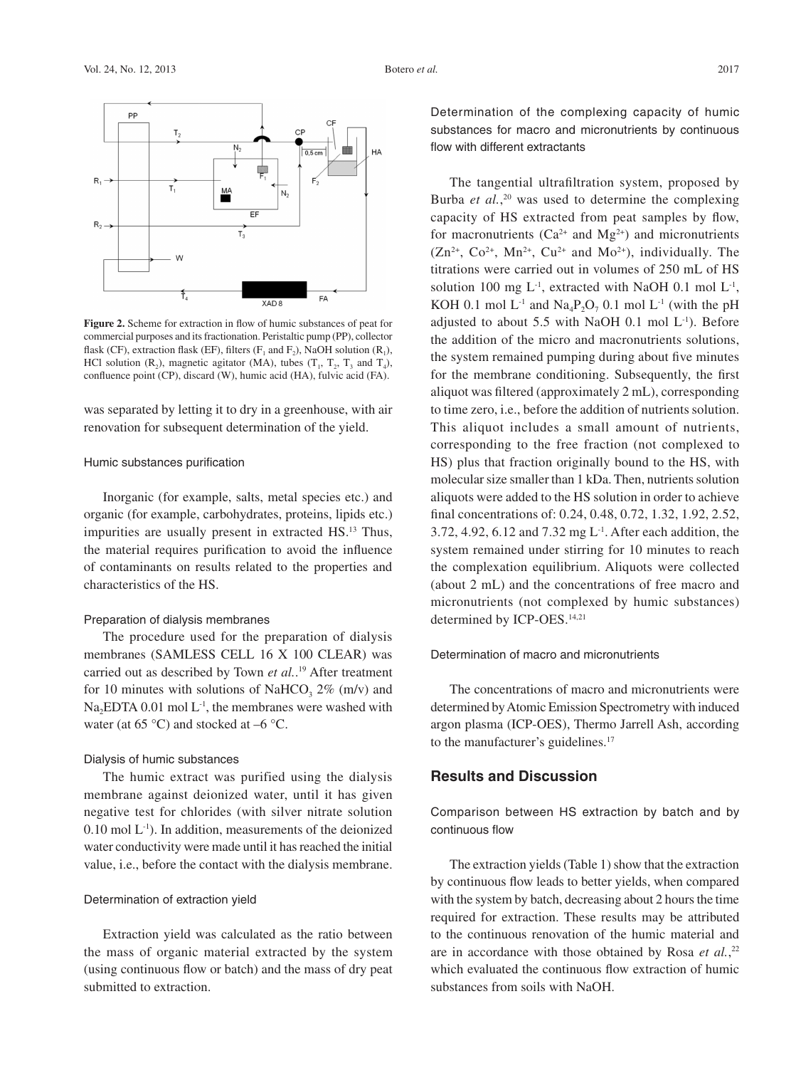**Figure 2.** Scheme for extraction in flow of humic substances of peat for commercial purposes and its fractionation. Peristaltic pump (PP), collector flask (CF), extraction flask (EF), filters ($F_1$ and $F_2$), NaOH solution ($R_1$), HCl solution ($R_2$), magnetic agitator (MA), tubes ($T_1$, $T_2$, $T_3$ and $T_4$), confluence point (CP), discard (W), humic acid (HA), fulvic acid (FA).

was separated by letting it to dry in a greenhouse, with air renovation for subsequent determination of the yield.

### Humic substances purification

Inorganic (for example, salts, metal species etc.) and organic (for example, carbohydrates, proteins, lipids etc.) impurities are usually present in extracted HS.[13] Thus, the material requires purification to avoid the influence of contaminants on results related to the properties and characteristics of the HS.

#### Preparation of dialysis membranes

The procedure used for the preparation of dialysis membranes (SAMLESS CELL 16 X 100 CLEAR) was carried out as described by Town *et al.*.[19] After treatment for 10 minutes with solutions of $NaHCO_3$ 2% (m/v) and $Na_2EDTA$ 0.01 mol $L^{-1}$, the membranes were washed with water (at 65 °C) and stocked at –6 °C.

#### Dialysis of humic substances

The humic extract was purified using the dialysis membrane against deionized water, until it has given negative test for chlorides (with silver nitrate solution 0.10 mol $L^{-1}$). In addition, measurements of the deionized water conductivity were made until it has reached the initial value, i.e., before the contact with the dialysis membrane.

### Determination of extraction yield

Extraction yield was calculated as the ratio between the mass of organic material extracted by the system (using continuous flow or batch) and the mass of dry peat submitted to extraction.

### Determination of the complexing capacity of humic substances for macro and micronutrients by continuous flow with different extractants

The tangential ultrafiltration system, proposed by Burba *et al.*,[20] was used to determine the complexing capacity of HS extracted from peat samples by flow, for macronutrients ($Ca^{2+}$ and $Mg^{2+}$) and micronutrients ($Zn^{2+}$, $Co^{2+}$, $Mn^{2+}$, $Cu^{2+}$ and $Mo^{2+}$), individually. The titrations were carried out in volumes of 250 mL of HS solution 100 mg $L^{-1}$, extracted with NaOH 0.1 mol $L^{-1}$, KOH 0.1 mol $L^{-1}$ and $Na_4P_2O_7$ 0.1 mol $L^{-1}$ (with the pH adjusted to about 5.5 with NaOH 0.1 mol $L^{-1}$). Before the addition of the micro and macronutrients solutions, the system remained pumping during about five minutes for the membrane conditioning. Subsequently, the first aliquot was filtered (approximately 2 mL), corresponding to time zero, i.e., before the addition of nutrients solution. This aliquot includes a small amount of nutrients, corresponding to the free fraction (not complexed to HS) plus that fraction originally bound to the HS, with molecular size smaller than 1 kDa. Then, nutrients solution aliquots were added to the HS solution in order to achieve final concentrations of: 0.24, 0.48, 0.72, 1.32, 1.92, 2.52, 3.72, 4.92, 6.12 and 7.32 mg $L^{-1}$. After each addition, the system remained under stirring for 10 minutes to reach the complexation equilibrium. Aliquots were collected (about 2 mL) and the concentrations of free macro and micronutrients (not complexed by humic substances) determined by ICP-OES.[14,21]

### Determination of macro and micronutrients

The concentrations of macro and micronutrients were determined by Atomic Emission Spectrometry with induced argon plasma (ICP-OES), Thermo Jarrell Ash, according to the manufacturer's guidelines.[17]

## Results and Discussion

### Comparison between HS extraction by batch and by continuous flow

The extraction yields (Table 1) show that the extraction by continuous flow leads to better yields, when compared with the system by batch, decreasing about 2 hours the time required for extraction. These results may be attributed to the continuous renovation of the humic material and are in accordance with those obtained by Rosa *et al.*,[22] which evaluated the continuous flow extraction of humic substances from soils with NaOH.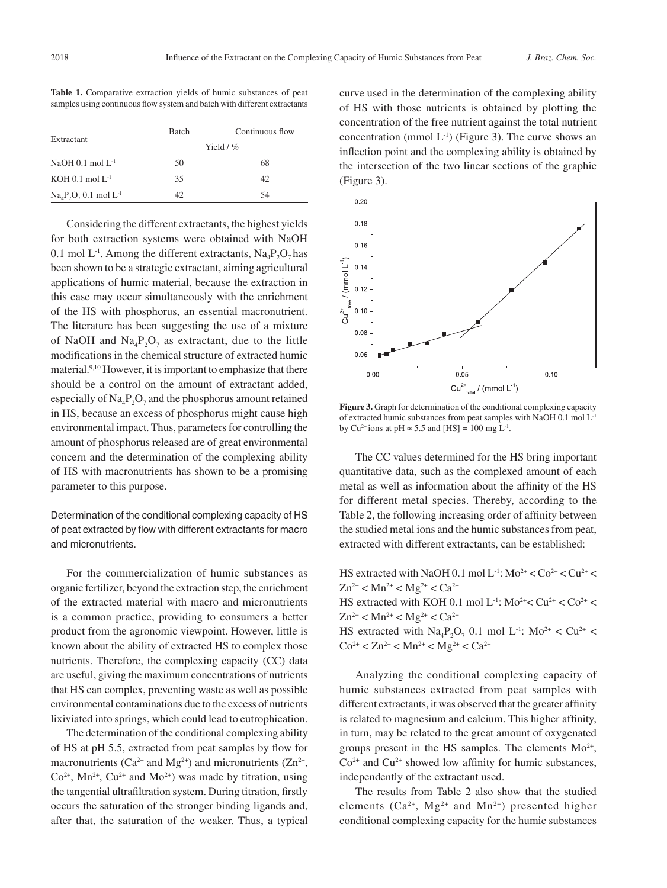**Table 1.** Comparative extraction yields of humic substances of peat samples using continuous flow system and batch with different extractants

| Extractant | Batch | Continuous flow |
|---|---|---|
| | Yield / % | |
| NaOH 0.1 mol $L^{-1}$ | 50 | 68 |
| KOH 0.1 mol $L^{-1}$ | 35 | 42 |
| $Na_4P_2O_7$ 0.1 mol $L^{-1}$ | 42 | 54 |

Considering the different extractants, the highest yields for both extraction systems were obtained with NaOH 0.1 mol $L^{-1}$. Among the different extractants, $Na_4P_2O_7$ has been shown to be a strategic extractant, aiming agricultural applications of humic material, because the extraction in this case may occur simultaneously with the enrichment of the HS with phosphorus, an essential macronutrient. The literature has been suggesting the use of a mixture of NaOH and $Na_4P_2O_7$ as extractant, due to the little modifications in the chemical structure of extracted humic material.[9,10] However, it is important to emphasize that there should be a control on the amount of extractant added, especially of $Na_4P_2O_7$ and the phosphorus amount retained in HS, because an excess of phosphorus might cause high environmental impact. Thus, parameters for controlling the amount of phosphorus released are of great environmental concern and the determination of the complexing ability of HS with macronutrients has shown to be a promising parameter to this purpose.

### Determination of the conditional complexing capacity of HS of peat extracted by flow with different extractants for macro and micronutrients.

For the commercialization of humic substances as organic fertilizer, beyond the extraction step, the enrichment of the extracted material with macro and micronutrients is a common practice, providing to consumers a better product from the agronomic viewpoint. However, little is known about the ability of extracted HS to complex those nutrients. Therefore, the complexing capacity (CC) data are useful, giving the maximum concentrations of nutrients that HS can complex, preventing waste as well as possible environmental contaminations due to the excess of nutrients lixiviated into springs, which could lead to eutrophication.

The determination of the conditional complexing ability of HS at pH 5.5, extracted from peat samples by flow for macronutrients ($Ca^{2+}$ and $Mg^{2+}$) and micronutrients ($Zn^{2+}$, $Co^{2+}$, $Mn^{2+}$, $Cu^{2+}$ and $Mo^{2+}$) was made by titration, using the tangential ultrafiltration system. During titration, firstly occurs the saturation of the stronger binding ligands and, after that, the saturation of the weaker. Thus, a typical curve used in the determination of the complexing ability of HS with those nutrients is obtained by plotting the concentration of the free nutrient against the total nutrient concentration (mmol $L^{-1}$) (Figure 3). The curve shows an inflection point and the complexing ability is obtained by the intersection of the two linear sections of the graphic (Figure 3).

**Figure 3.** Graph for determination of the conditional complexing capacity of extracted humic substances from peat samples with NaOH 0.1 mol $L^{-1}$ by $Cu^{2+}$ ions at pH ≈ 5.5 and [HS] = 100 mg $L^{-1}$.

The CC values determined for the HS bring important quantitative data, such as the complexed amount of each metal as well as information about the affinity of the HS for different metal species. Thereby, according to the Table 2, the following increasing order of affinity between the studied metal ions and the humic substances from peat, extracted with different extractants, can be established:

HS extracted with NaOH 0.1 mol $L^{-1}$: $Mo^{2+} < Co^{2+} < Cu^{2+} < Zn^{2+} < Mn^{2+} < Mg^{2+} < Ca^{2+}$
HS extracted with KOH 0.1 mol $L^{-1}$: $Mo^{2+} < Cu^{2+} < Co^{2+} < Zn^{2+} < Mn^{2+} < Mg^{2+} < Ca^{2+}$
HS extracted with $Na_4P_2O_7$ 0.1 mol $L^{-1}$: $Mo^{2+} < Cu^{2+} < Co^{2+} < Zn^{2+} < Mn^{2+} < Mg^{2+} < Ca^{2+}$

Analyzing the conditional complexing capacity of humic substances extracted from peat samples with different extractants, it was observed that the greater affinity is related to magnesium and calcium. This higher affinity, in turn, may be related to the great amount of oxygenated groups present in the HS samples. The elements $Mo^{2+}$, $Co^{2+}$ and $Cu^{2+}$ showed low affinity for humic substances, independently of the extractant used.

The results from Table 2 also show that the studied elements ($Ca^{2+}$, $Mg^{2+}$ and $Mn^{2+}$) presented higher conditional complexing capacity for the humic substances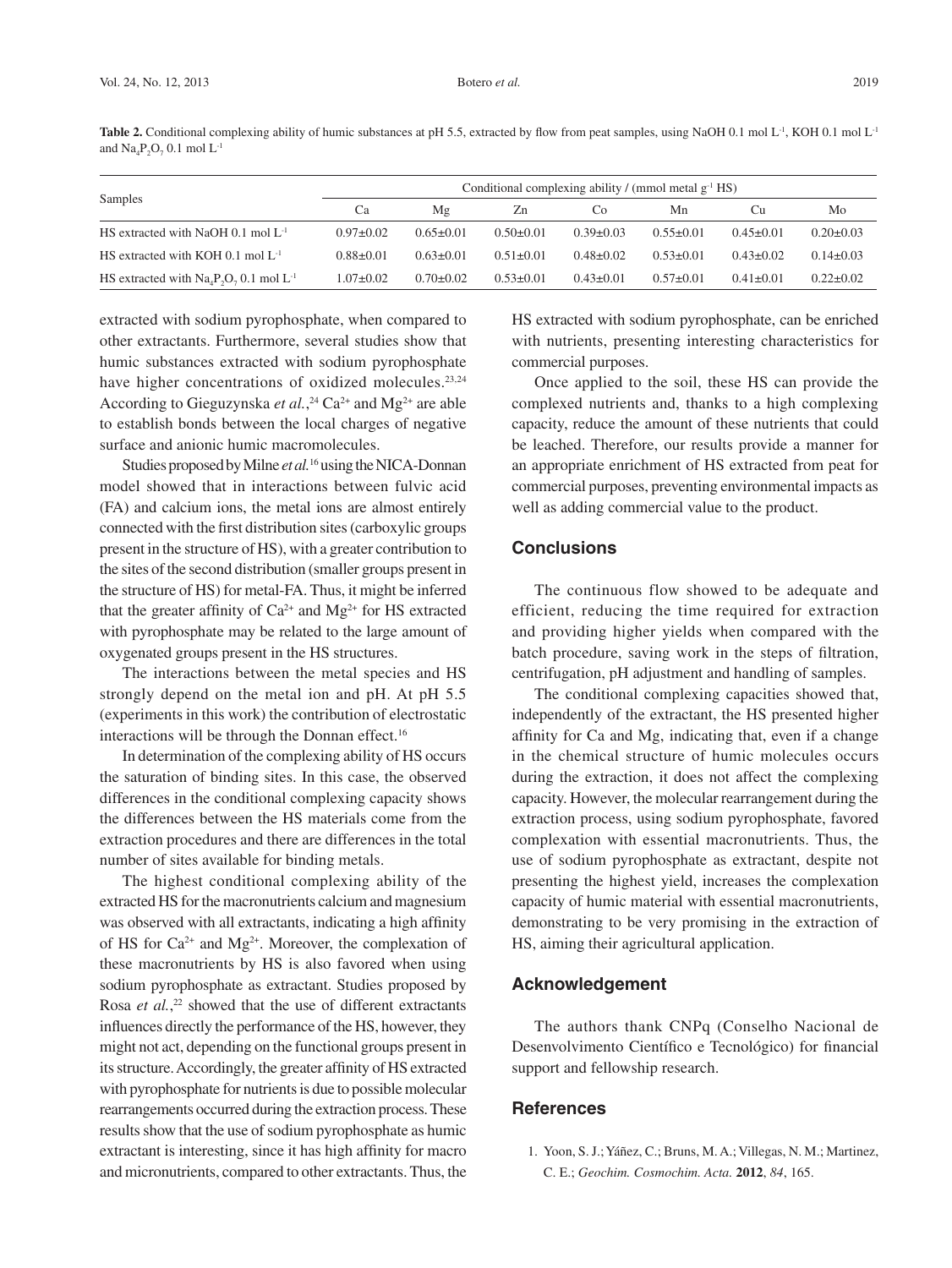**Table 2.** Conditional complexing ability of humic substances at pH 5.5, extracted by flow from peat samples, using NaOH 0.1 mol $L^{-1}$, KOH 0.1 mol $L^{-1}$ and $Na_4P_2O_7$ 0.1 mol $L^{-1}$

| Samples | Conditional complexing ability / (mmol metal $g^{-1}$ HS) | | | | | | |
|---|---|---|---|---|---|---|---|
| | Ca | Mg | Zn | Co | Mn | Cu | Mo |
| HS extracted with NaOH 0.1 mol $L^{-1}$ | 0.97±0.02 | 0.65±0.01 | 0.50±0.01 | 0.39±0.03 | 0.55±0.01 | 0.45±0.01 | 0.20±0.03 |
| HS extracted with KOH 0.1 mol $L^{-1}$ | 0.88±0.01 | 0.63±0.01 | 0.51±0.01 | 0.48±0.02 | 0.53±0.01 | 0.43±0.02 | 0.14±0.03 |
| HS extracted with $Na_4P_2O_7$ 0.1 mol $L^{-1}$ | 1.07±0.02 | 0.70±0.02 | 0.53±0.01 | 0.43±0.01 | 0.57±0.01 | 0.41±0.01 | 0.22±0.02 |

extracted with sodium pyrophosphate, when compared to other extractants. Furthermore, several studies show that humic substances extracted with sodium pyrophosphate have higher concentrations of oxidized molecules.[23,24] According to Gieguzynska *et al.*,[24] $Ca^{2+}$ and $Mg^{2+}$ are able to establish bonds between the local charges of negative surface and anionic humic macromolecules.

Studies proposed by Milne *et al.*[16] using the NICA-Donnan model showed that in interactions between fulvic acid (FA) and calcium ions, the metal ions are almost entirely connected with the first distribution sites (carboxylic groups present in the structure of HS), with a greater contribution to the sites of the second distribution (smaller groups present in the structure of HS) for metal-FA. Thus, it might be inferred that the greater affinity of $Ca^{2+}$ and $Mg^{2+}$ for HS extracted with pyrophosphate may be related to the large amount of oxygenated groups present in the HS structures.

The interactions between the metal species and HS strongly depend on the metal ion and pH. At pH 5.5 (experiments in this work) the contribution of electrostatic interactions will be through the Donnan effect.[16]

In determination of the complexing ability of HS occurs the saturation of binding sites. In this case, the observed differences in the conditional complexing capacity shows the differences between the HS materials come from the extraction procedures and there are differences in the total number of sites available for binding metals.

The highest conditional complexing ability of the extracted HS for the macronutrients calcium and magnesium was observed with all extractants, indicating a high affinity of HS for $Ca^{2+}$ and $Mg^{2+}$. Moreover, the complexation of these macronutrients by HS is also favored when using sodium pyrophosphate as extractant. Studies proposed by Rosa *et al.*,[22] showed that the use of different extractants influences directly the performance of the HS, however, they might not act, depending on the functional groups present in its structure. Accordingly, the greater affinity of HS extracted with pyrophosphate for nutrients is due to possible molecular rearrangements occurred during the extraction process. These results show that the use of sodium pyrophosphate as humic extractant is interesting, since it has high affinity for macro and micronutrients, compared to other extractants. Thus, the HS extracted with sodium pyrophosphate, can be enriched with nutrients, presenting interesting characteristics for commercial purposes.

Once applied to the soil, these HS can provide the complexed nutrients and, thanks to a high complexing capacity, reduce the amount of these nutrients that could be leached. Therefore, our results provide a manner for an appropriate enrichment of HS extracted from peat for commercial purposes, preventing environmental impacts as well as adding commercial value to the product.

## Conclusions

The continuous flow showed to be adequate and efficient, reducing the time required for extraction and providing higher yields when compared with the batch procedure, saving work in the steps of filtration, centrifugation, pH adjustment and handling of samples.

The conditional complexing capacities showed that, independently of the extractant, the HS presented higher affinity for Ca and Mg, indicating that, even if a change in the chemical structure of humic molecules occurs during the extraction, it does not affect the complexing capacity. However, the molecular rearrangement during the extraction process, using sodium pyrophosphate, favored complexation with essential macronutrients. Thus, the use of sodium pyrophosphate as extractant, despite not presenting the highest yield, increases the complexation capacity of humic material with essential macronutrients, demonstrating to be very promising in the extraction of HS, aiming their agricultural application.

## Acknowledgement

The authors thank CNPq (Conselho Nacional de Desenvolvimento Científico e Tecnológico) for financial support and fellowship research.

## References

1. Yoon, S. J.; Yáñez, C.; Bruns, M. A.; Villegas, N. M.; Martinez, C. E.; *Geochim. Cosmochim. Acta.* **2012**, *84*, 165.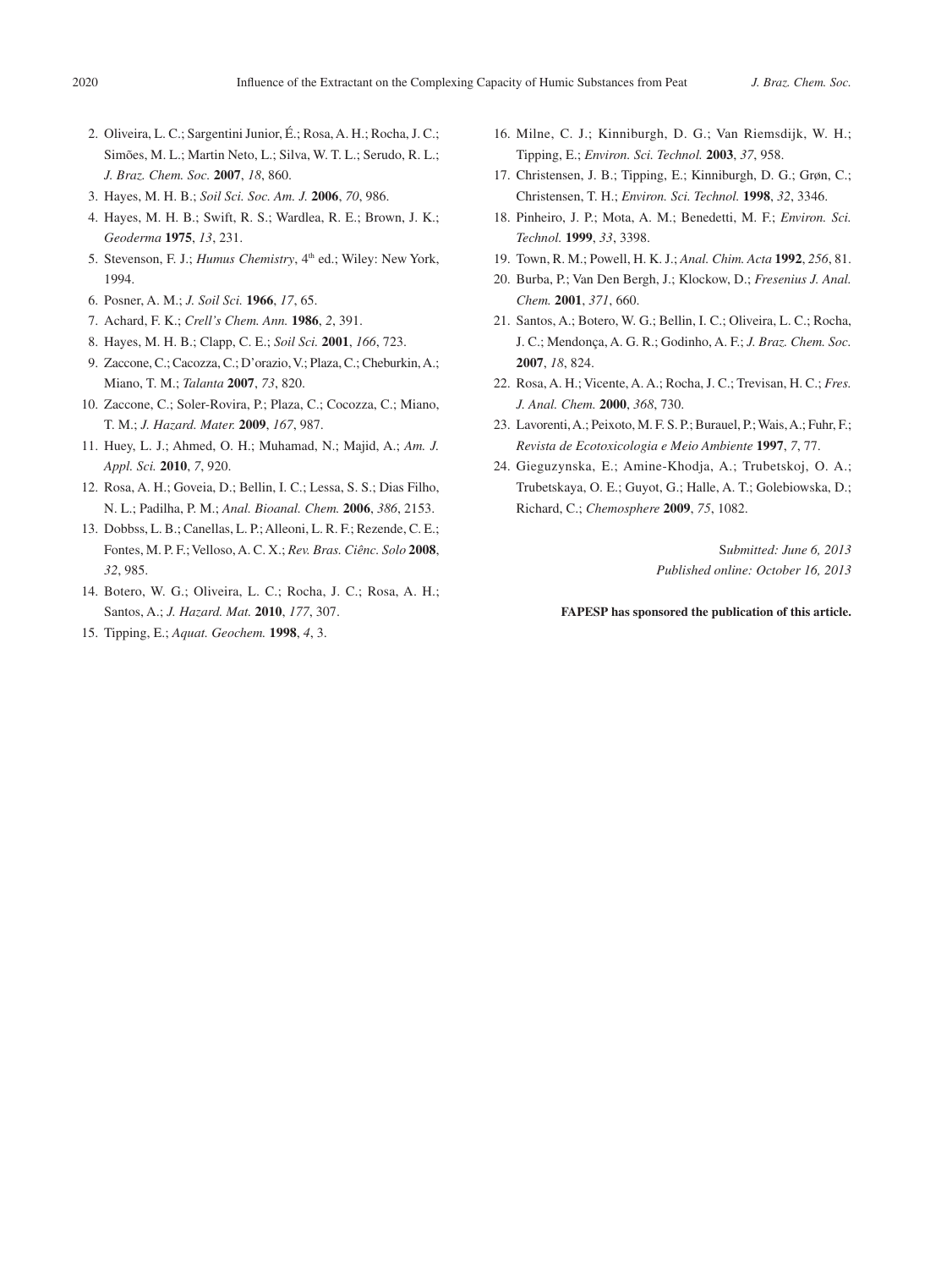2. Oliveira, L. C.; Sargentini Junior, É.; Rosa, A. H.; Rocha, J. C.; Simões, M. L.; Martin Neto, L.; Silva, W. T. L.; Serudo, R. L.; *J. Braz. Chem. Soc.* **2007**, *18*, 860.
3. Hayes, M. H. B.; *Soil Sci. Soc. Am. J.* **2006**, *70*, 986.
4. Hayes, M. H. B.; Swift, R. S.; Wardlea, R. E.; Brown, J. K.; *Geoderma* **1975**, *13*, 231.
5. Stevenson, F. J.; *Humus Chemistry*, 4th ed.; Wiley: New York, 1994.
6. Posner, A. M.; *J. Soil Sci.* **1966**, *17*, 65.
7. Achard, F. K.; *Crell's Chem. Ann.* **1986**, *2*, 391.
8. Hayes, M. H. B.; Clapp, C. E.; *Soil Sci.* **2001**, *166*, 723.
9. Zaccone, C.; Cacozza, C.; D'orazio, V.; Plaza, C.; Cheburkin, A.; Miano, T. M.; *Talanta* **2007**, *73*, 820.
10. Zaccone, C.; Soler-Rovira, P.; Plaza, C.; Cocozza, C.; Miano, T. M.; *J. Hazard. Mater.* **2009**, *167*, 987.
11. Huey, L. J.; Ahmed, O. H.; Muhamad, N.; Majid, A.; *Am. J. Appl. Sci.* **2010**, *7*, 920.
12. Rosa, A. H.; Goveia, D.; Bellin, I. C.; Lessa, S. S.; Dias Filho, N. L.; Padilha, P. M.; *Anal. Bioanal. Chem.* **2006**, *386*, 2153.
13. Dobbss, L. B.; Canellas, L. P.; Alleoni, L. R. F.; Rezende, C. E.; Fontes, M. P. F.; Velloso, A. C. X.; *Rev. Bras. Ciênc. Solo* **2008**, *32*, 985.
14. Botero, W. G.; Oliveira, L. C.; Rocha, J. C.; Rosa, A. H.; Santos, A.; *J. Hazard. Mat.* **2010**, *177*, 307.
15. Tipping, E.; *Aquat. Geochem.* **1998**, *4*, 3.
16. Milne, C. J.; Kinniburgh, D. G.; Van Riemsdijk, W. H.; Tipping, E.; *Environ. Sci. Technol.* **2003**, *37*, 958.
17. Christensen, J. B.; Tipping, E.; Kinniburgh, D. G.; Grøn, C.; Christensen, T. H.; *Environ. Sci. Technol.* **1998**, *32*, 3346.
18. Pinheiro, J. P.; Mota, A. M.; Benedetti, M. F.; *Environ. Sci. Technol.* **1999**, *33*, 3398.
19. Town, R. M.; Powell, H. K. J.; *Anal. Chim. Acta* **1992**, *256*, 81.
20. Burba, P.; Van Den Bergh, J.; Klockow, D.; *Fresenius J. Anal. Chem.* **2001**, *371*, 660.
21. Santos, A.; Botero, W. G.; Bellin, I. C.; Oliveira, L. C.; Rocha, J. C.; Mendonça, A. G. R.; Godinho, A. F.; *J. Braz. Chem. Soc.* **2007**, *18*, 824.
22. Rosa, A. H.; Vicente, A. A.; Rocha, J. C.; Trevisan, H. C.; *Fres. J. Anal. Chem.* **2000**, *368*, 730.
23. Lavorenti, A.; Peixoto, M. F. S. P.; Burauel, P.; Wais, A.; Fuhr, F.; *Revista de Ecotoxicologia e Meio Ambiente* **1997**, *7*, 77.
24. Gieguzynska, E.; Amine-Khodja, A.; Trubetskoj, O. A.; Trubetskaya, O. E.; Guyot, G.; Halle, A. T.; Golebiowska, D.; Richard, C.; *Chemosphere* **2009**, *75*, 1082.

*Submitted: June 6, 2013*
*Published online: October 16, 2013*

**FAPESP has sponsored the publication of this article.**